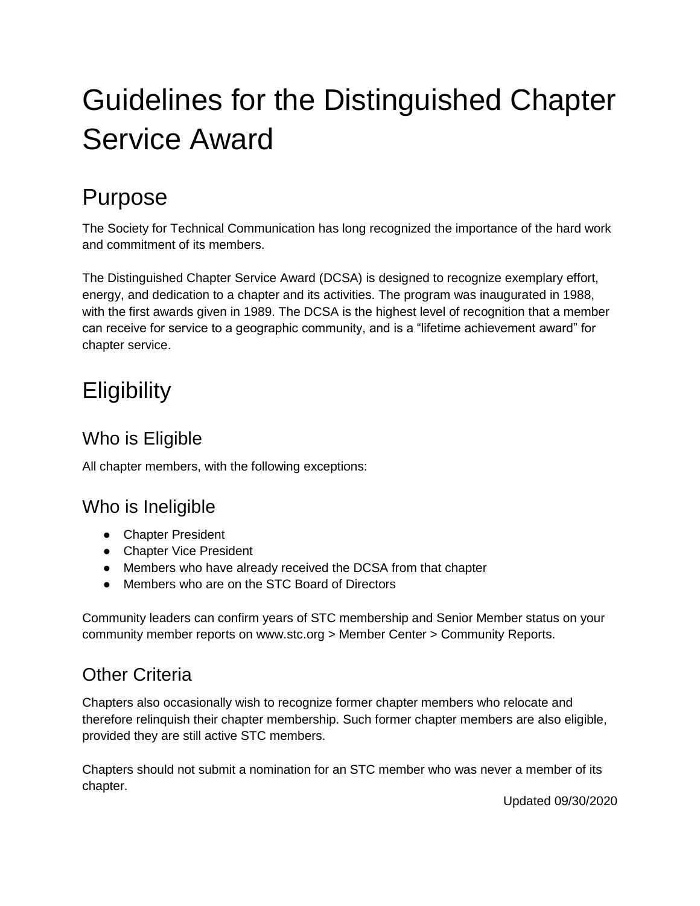# Guidelines for the Distinguished Chapter Service Award

## Purpose

The Society for Technical Communication has long recognized the importance of the hard work and commitment of its members.

The Distinguished Chapter Service Award (DCSA) is designed to recognize exemplary effort, energy, and dedication to a chapter and its activities. The program was inaugurated in 1988, with the first awards given in 1989. The DCSA is the highest level of recognition that a member can receive for service to a geographic community, and is a "lifetime achievement award" for chapter service.

## Eligibility

### Who is Eligible

All chapter members, with the following exceptions:

### Who is Ineligible

- Chapter President
- Chapter Vice President
- Members who have already received the DCSA from that chapter
- Members who are on the STC Board of Directors

Community leaders can confirm years of STC membership and Senior Member status on your community member reports on www.stc.org > Member Center > Community Reports.

### Other Criteria

Chapters also occasionally wish to recognize former chapter members who relocate and therefore relinquish their chapter membership. Such former chapter members are also eligible, provided they are still active STC members.

Chapters should not submit a nomination for an STC member who was never a member of its chapter.

Updated 09/30/2020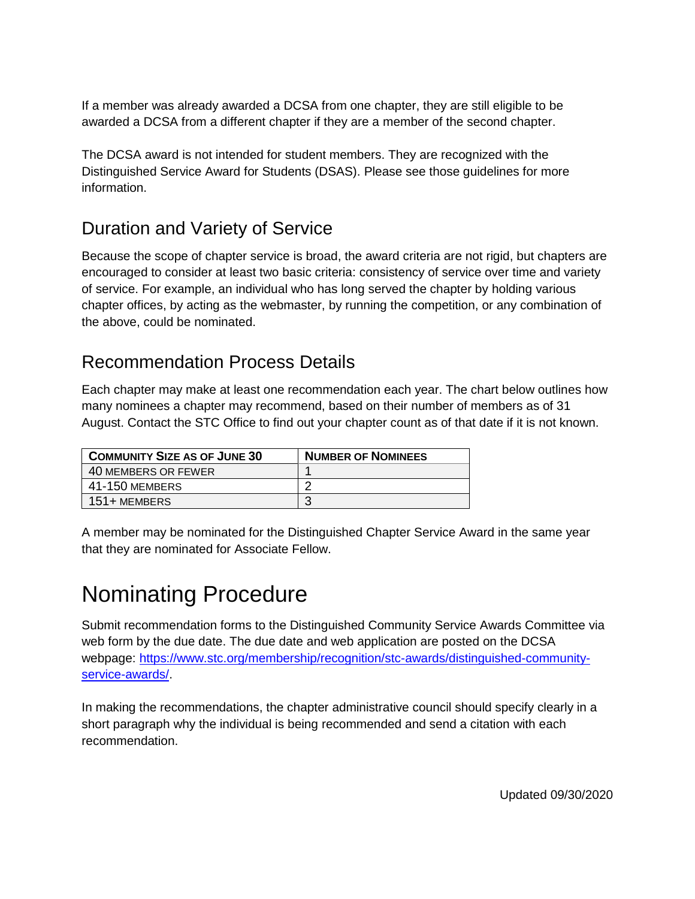If a member was already awarded a DCSA from one chapter, they are still eligible to be awarded a DCSA from a different chapter if they are a member of the second chapter.

The DCSA award is not intended for student members. They are recognized with the Distinguished Service Award for Students (DSAS). Please see those guidelines for more information.

## Duration and Variety of Service

Because the scope of chapter service is broad, the award criteria are not rigid, but chapters are encouraged to consider at least two basic criteria: consistency of service over time and variety of service. For example, an individual who has long served the chapter by holding various chapter offices, by acting as the webmaster, by running the competition, or any combination of the above, could be nominated.

## Recommendation Process Details

Each chapter may make at least one recommendation each year. The chart below outlines how many nominees a chapter may recommend, based on their number of members as of 31 August. Contact the STC Office to find out your chapter count as of that date if it is not known.

| Community Size as of June 30 | Number of Nominees |
|---|---|
| 40 members or fewer | 1 |
| 41-150 members | 2 |
| 151+ members | 3 |

A member may be nominated for the Distinguished Chapter Service Award in the same year that they are nominated for Associate Fellow.

# Nominating Procedure

Submit recommendation forms to the Distinguished Community Service Awards Committee via web form by the due date. The due date and web application are posted on the DCSA webpage: [https://www.stc.org/membership/recognition/stc-awards/distinguished-community-service-awards/](https://www.stc.org/membership/recognition/stc-awards/distinguished-community-service-awards/).

In making the recommendations, the chapter administrative council should specify clearly in a short paragraph why the individual is being recommended and send a citation with each recommendation.

Updated 09/30/2020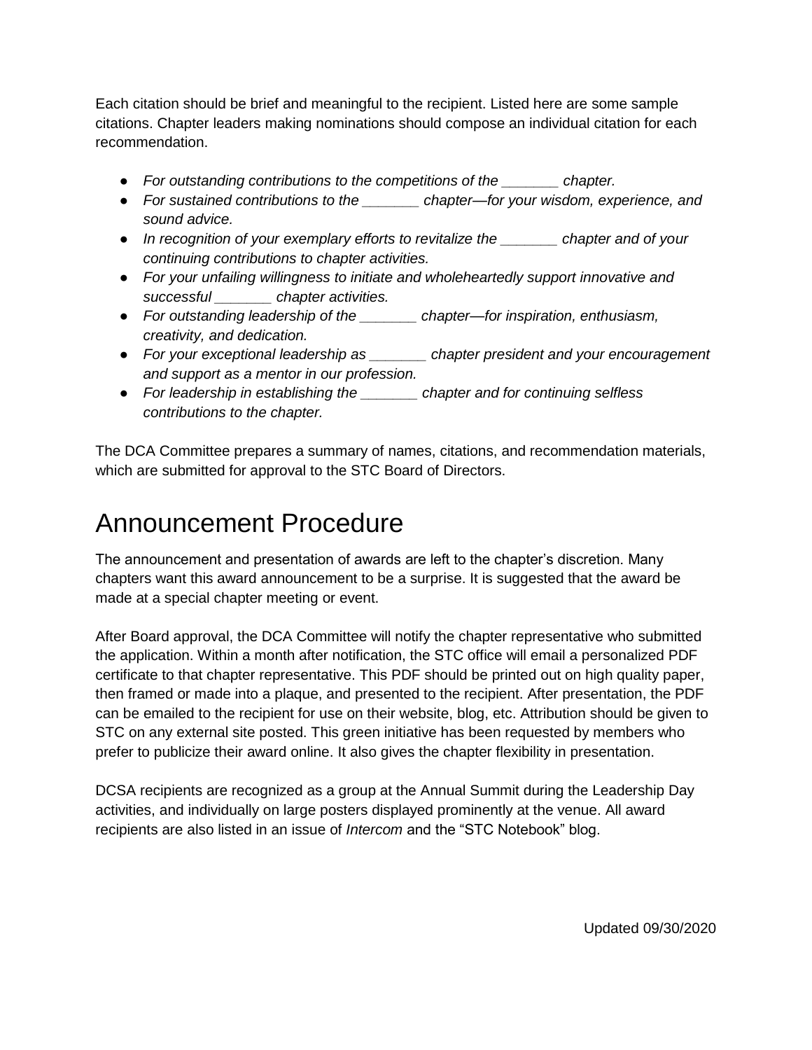Each citation should be brief and meaningful to the recipient. Listed here are some sample citations. Chapter leaders making nominations should compose an individual citation for each recommendation.

- *For outstanding contributions to the competitions of the _______ chapter.*
- *For sustained contributions to the _______ chapter—for your wisdom, experience, and sound advice.*
- *In recognition of your exemplary efforts to revitalize the _______ chapter and of your continuing contributions to chapter activities.*
- *For your unfailing willingness to initiate and wholeheartedly support innovative and successful _______ chapter activities.*
- *For outstanding leadership of the _______ chapter—for inspiration, enthusiasm, creativity, and dedication.*
- *For your exceptional leadership as _______ chapter president and your encouragement and support as a mentor in our profession.*
- *For leadership in establishing the _______ chapter and for continuing selfless contributions to the chapter.*

The DCA Committee prepares a summary of names, citations, and recommendation materials, which are submitted for approval to the STC Board of Directors.

# Announcement Procedure

The announcement and presentation of awards are left to the chapter's discretion. Many chapters want this award announcement to be a surprise. It is suggested that the award be made at a special chapter meeting or event.

After Board approval, the DCA Committee will notify the chapter representative who submitted the application. Within a month after notification, the STC office will email a personalized PDF certificate to that chapter representative. This PDF should be printed out on high quality paper, then framed or made into a plaque, and presented to the recipient. After presentation, the PDF can be emailed to the recipient for use on their website, blog, etc. Attribution should be given to STC on any external site posted. This green initiative has been requested by members who prefer to publicize their award online. It also gives the chapter flexibility in presentation.

DCSA recipients are recognized as a group at the Annual Summit during the Leadership Day activities, and individually on large posters displayed prominently at the venue. All award recipients are also listed in an issue of *Intercom* and the "STC Notebook" blog.

Updated 09/30/2020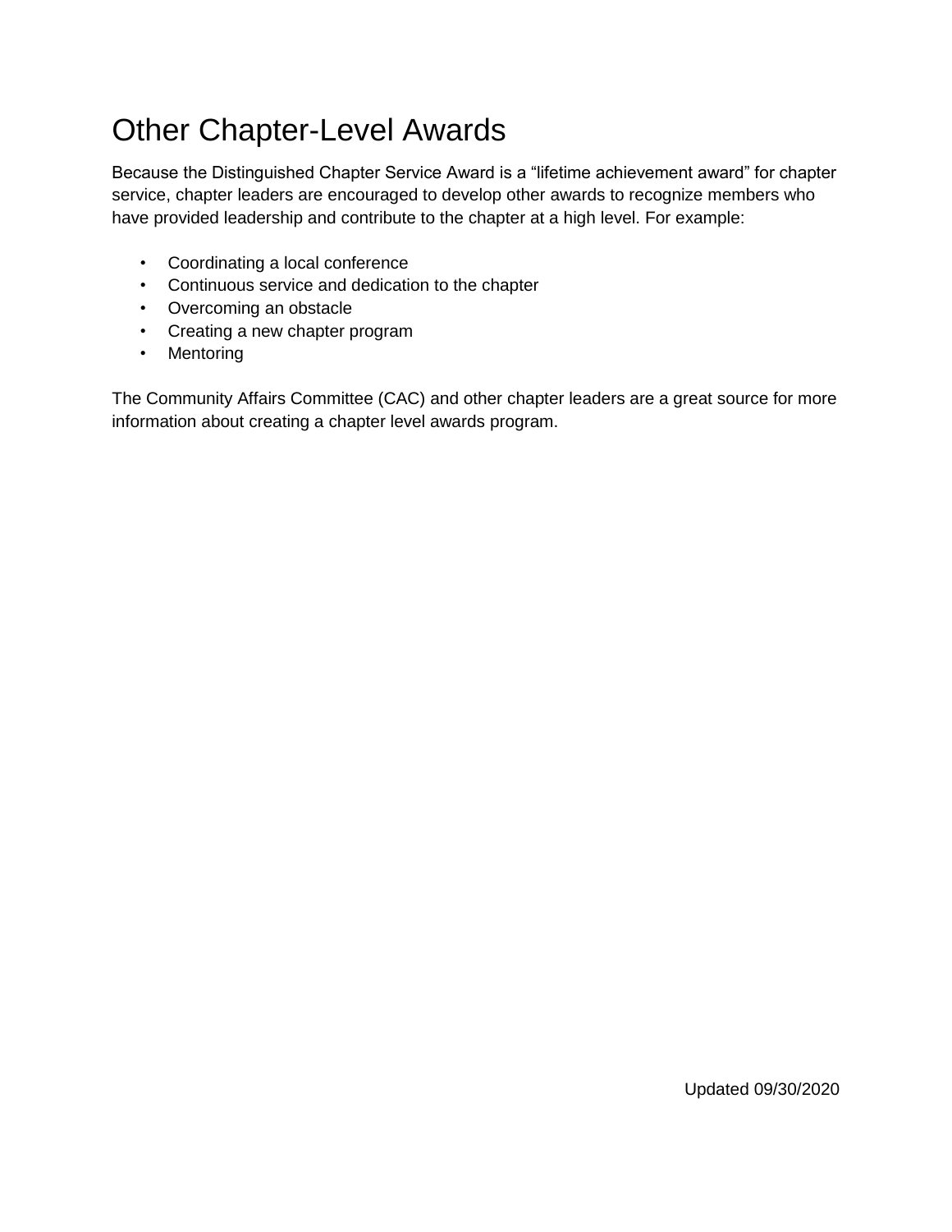# Other Chapter-Level Awards

Because the Distinguished Chapter Service Award is a “lifetime achievement award” for chapter service, chapter leaders are encouraged to develop other awards to recognize members who have provided leadership and contribute to the chapter at a high level. For example:

- Coordinating a local conference
- Continuous service and dedication to the chapter
- Overcoming an obstacle
- Creating a new chapter program
- Mentoring

The Community Affairs Committee (CAC) and other chapter leaders are a great source for more information about creating a chapter level awards program.

Updated 09/30/2020